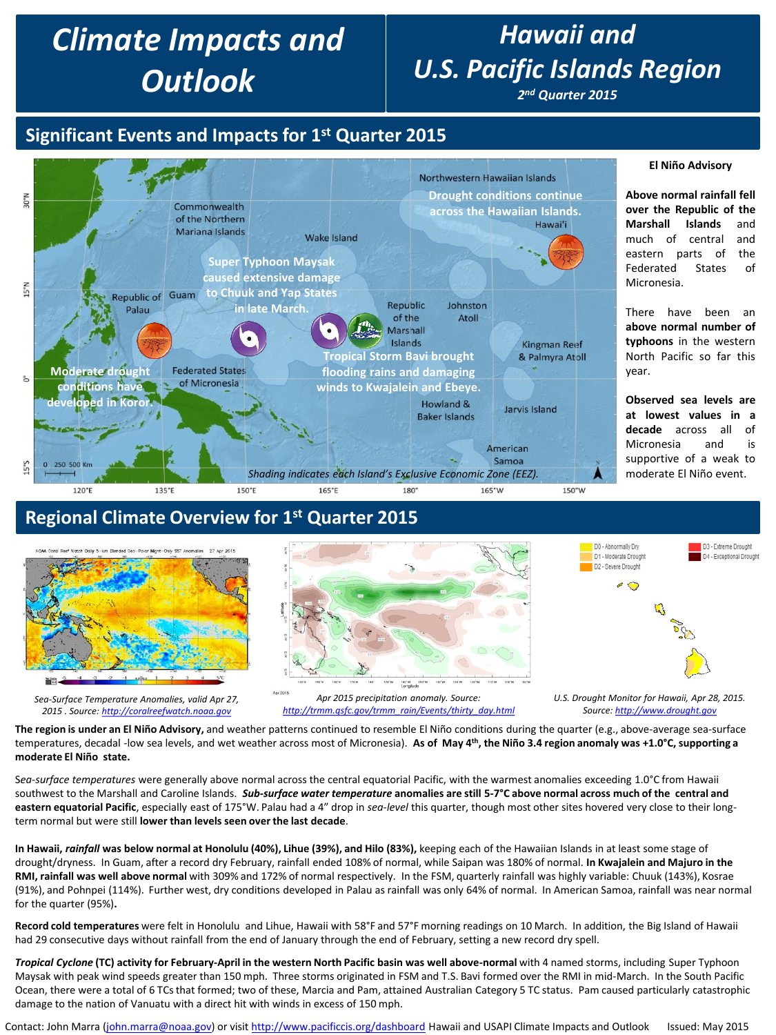# Climate Impacts and Outlook

# Hawaii and U.S. Pacific Islands Region

***2nd Quarter 2015***

## Significant Events and Impacts for 1st Quarter 2015

Northwestern Hawaiian Islands

**Drought conditions continue across the Hawaiian Islands.**

Hawai'i

Commonwealth of the Northern Mariana Islands

Wake Island

**Super Typhoon Maysak caused extensive damage to Chuuk and Yap States in late March.**

Republic of Palau

Guam

Republic of the Marshall Islands

Johnston Atoll

Kingman Reef & Palmyra Atoll

**Tropical Storm Bavi brought flooding rains and damaging winds to Kwajalein and Ebeye.**

**Moderate drought conditions have developed in Koror.**

Federated States of Micronesia

Howland & Baker Islands

Jarvis Island

American Samoa

*Shading indicates each Island's Exclusive Economic Zone (EEZ).*

**El Niño Advisory**

**Above normal rainfall fell over the Republic of the Marshall Islands** and much of central and eastern parts of the Federated States of Micronesia.

There have been an **above normal number of typhoons** in the western North Pacific so far this year.

**Observed sea levels are at lowest values in a decade** across all of Micronesia and is supportive of a weak to moderate El Niño event.

## Regional Climate Overview for 1st Quarter 2015

*Sea-Surface Temperature Anomalies, valid Apr 27, 2015 . Source: http://coralreefwatch.noaa.gov*

*Apr 2015 precipitation anomaly. Source: http://trmm.gsfc.gov/trmm_rain/Events/thirty_day.html*

*U.S. Drought Monitor for Hawaii, Apr 28, 2015. Source: http://www.drought.gov*

**The region is under an El Niño Advisory,** and weather patterns continued to resemble El Niño conditions during the quarter (e.g., above-average sea-surface temperatures, decadal -low sea levels, and wet weather across most of Micronesia). **As of May 4th, the Niño 3.4 region anomaly was +1.0°C, supporting a moderate El Niño state.**

S*ea-surface temperatures* were generally above normal across the central equatorial Pacific, with the warmest anomalies exceeding 1.0°C from Hawaii southwest to the Marshall and Caroline Islands. ***Sub-surface water temperature*** **anomalies are still 5-7°C above normal across much of the central and eastern equatorial Pacific**, especially east of 175°W. Palau had a 4" drop in *sea-level* this quarter, though most other sites hovered very close to their long-term normal but were still **lower than levels seen over the last decade**.

**In Hawaii, *rainfall* was below normal at Honolulu (40%), Lihue (39%), and Hilo (83%),** keeping each of the Hawaiian Islands in at least some stage of drought/dryness. In Guam, after a record dry February, rainfall ended 108% of normal, while Saipan was 180% of normal. **In Kwajalein and Majuro in the RMI, rainfall was well above normal** with 309% and 172% of normal respectively. In the FSM, quarterly rainfall was highly variable: Chuuk (143%), Kosrae (91%), and Pohnpei (114%). Further west, dry conditions developed in Palau as rainfall was only 64% of normal. In American Samoa, rainfall was near normal for the quarter (95%)**.**

**Record cold temperatures** were felt in Honolulu and Lihue, Hawaii with 58°F and 57°F morning readings on 10 March. In addition, the Big Island of Hawaii had 29 consecutive days without rainfall from the end of January through the end of February, setting a new record dry spell.

***Tropical Cyclone*** **(TC) activity for February-April in the western North Pacific basin was well above-normal** with 4 named storms, including Super Typhoon Maysak with peak wind speeds greater than 150 mph. Three storms originated in FSM and T.S. Bavi formed over the RMI in mid-March. In the South Pacific Ocean, there were a total of 6 TCs that formed; two of these, Marcia and Pam, attained Australian Category 5 TC status. Pam caused particularly catastrophic damage to the nation of Vanuatu with a direct hit with winds in excess of 150 mph.

Contact: John Marra (john.marra@noaa.gov) or visit http://www.pacificcis.org/dashboard Hawaii and USAPI Climate Impacts and Outlook Issued: May 2015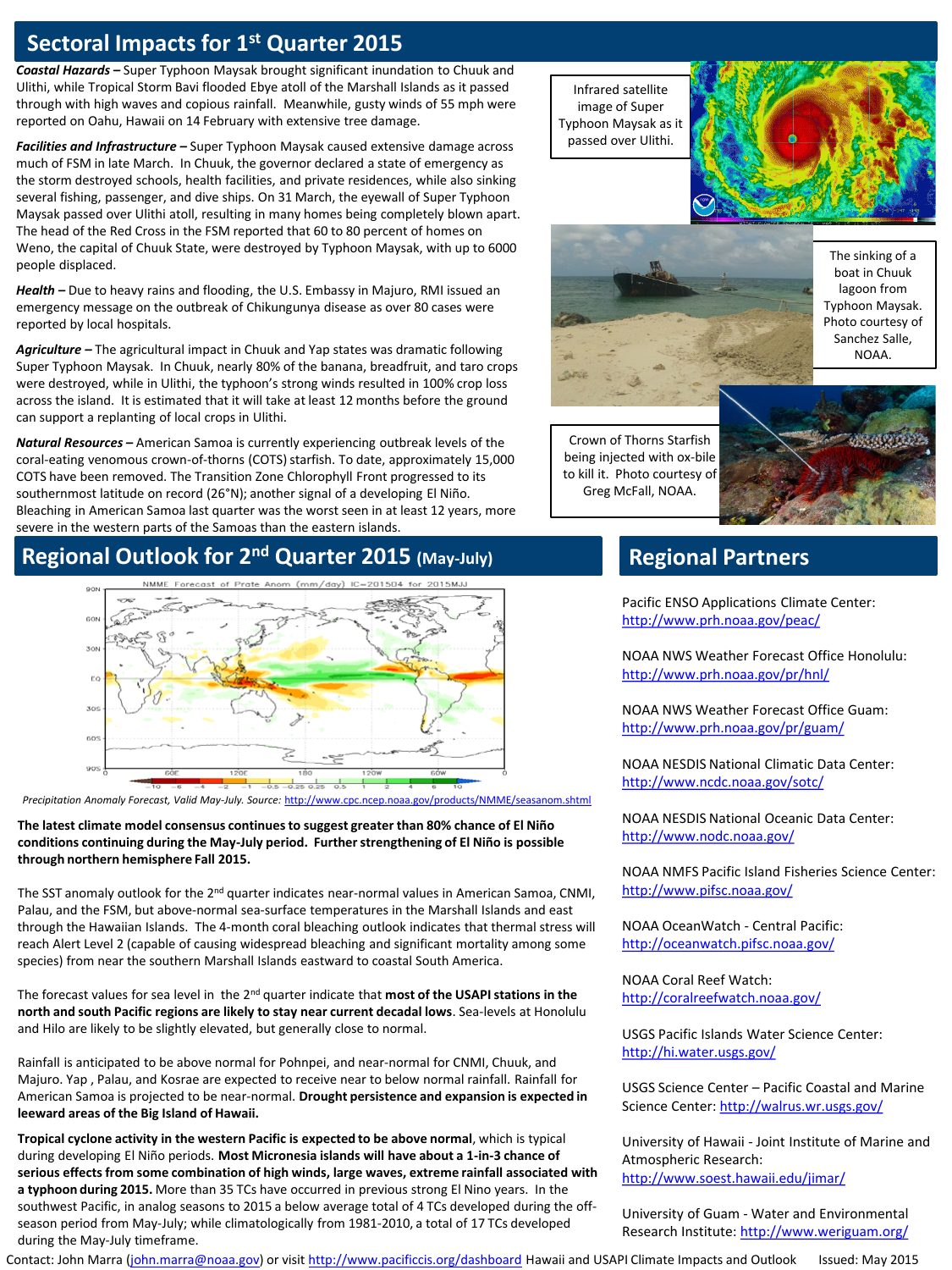## Sectoral Impacts for 1st Quarter 2015

***Coastal Hazards –*** Super Typhoon Maysak brought significant inundation to Chuuk and Ulithi, while Tropical Storm Bavi flooded Ebye atoll of the Marshall Islands as it passed through with high waves and copious rainfall. Meanwhile, gusty winds of 55 mph were reported on Oahu, Hawaii on 14 February with extensive tree damage.

***Facilities and Infrastructure –*** Super Typhoon Maysak caused extensive damage across much of FSM in late March. In Chuuk, the governor declared a state of emergency as the storm destroyed schools, health facilities, and private residences, while also sinking several fishing, passenger, and dive ships. On 31 March, the eyewall of Super Typhoon Maysak passed over Ulithi atoll, resulting in many homes being completely blown apart. The head of the Red Cross in the FSM reported that 60 to 80 percent of homes on Weno, the capital of Chuuk State, were destroyed by Typhoon Maysak, with up to 6000 people displaced.

***Health –*** Due to heavy rains and flooding, the U.S. Embassy in Majuro, RMI issued an emergency message on the outbreak of Chikungunya disease as over 80 cases were reported by local hospitals.

***Agriculture –*** The agricultural impact in Chuuk and Yap states was dramatic following Super Typhoon Maysak. In Chuuk, nearly 80% of the banana, breadfruit, and taro crops were destroyed, while in Ulithi, the typhoon's strong winds resulted in 100% crop loss across the island. It is estimated that it will take at least 12 months before the ground can support a replanting of local crops in Ulithi.

***Natural Resources –*** American Samoa is currently experiencing outbreak levels of the coral-eating venomous crown-of-thorns (COTS) starfish. To date, approximately 15,000 COTS have been removed. The Transition Zone Chlorophyll Front progressed to its southernmost latitude on record (26°N); another signal of a developing El Niño. Bleaching in American Samoa last quarter was the worst seen in at least 12 years, more severe in the western parts of the Samoas than the eastern islands.

Infrared satellite image of Super Typhoon Maysak as it passed over Ulithi.

The sinking of a boat in Chuuk lagoon from Typhoon Maysak. Photo courtesy of Sanchez Salle, NOAA.

Crown of Thorns Starfish being injected with ox-bile to kill it. Photo courtesy of Greg McFall, NOAA.

## Regional Outlook for 2nd Quarter 2015 (May-July)

NMME Forecast of Prate Anom (mm/day) IC=201504 for 2015MJJ

*Precipitation Anomaly Forecast, Valid May-July. Source:* http://www.cpc.ncep.noaa.gov/products/NMME/seasanom.shtml

**The latest climate model consensus continues to suggest greater than 80% chance of El Niño conditions continuing during the May-July period. Further strengthening of El Niño is possible through northern hemisphere Fall 2015.**

The SST anomaly outlook for the 2nd quarter indicates near-normal values in American Samoa, CNMI, Palau, and the FSM, but above-normal sea-surface temperatures in the Marshall Islands and east through the Hawaiian Islands. The 4-month coral bleaching outlook indicates that thermal stress will reach Alert Level 2 (capable of causing widespread bleaching and significant mortality among some species) from near the southern Marshall Islands eastward to coastal South America.

The forecast values for sea level in the 2nd quarter indicate that **most of the USAPI stations in the north and south Pacific regions are likely to stay near current decadal lows**. Sea-levels at Honolulu and Hilo are likely to be slightly elevated, but generally close to normal.

Rainfall is anticipated to be above normal for Pohnpei, and near-normal for CNMI, Chuuk, and Majuro. Yap , Palau, and Kosrae are expected to receive near to below normal rainfall. Rainfall for American Samoa is projected to be near-normal. **Drought persistence and expansion is expected in leeward areas of the Big Island of Hawaii.**

**Tropical cyclone activity in the western Pacific is expected to be above normal**, which is typical during developing El Niño periods. **Most Micronesia islands will have about a 1-in-3 chance of serious effects from some combination of high winds, large waves, extreme rainfall associated with a typhoon during 2015.** More than 35 TCs have occurred in previous strong El Nino years. In the southwest Pacific, in analog seasons to 2015 a below average total of 4 TCs developed during the off-season period from May-July; while climatologically from 1981-2010, a total of 17 TCs developed during the May-July timeframe.

## Regional Partners

Pacific ENSO Applications Climate Center:
http://www.prh.noaa.gov/peac/

NOAA NWS Weather Forecast Office Honolulu:
http://www.prh.noaa.gov/pr/hnl/

NOAA NWS Weather Forecast Office Guam:
http://www.prh.noaa.gov/pr/guam/

NOAA NESDIS National Climatic Data Center:
http://www.ncdc.noaa.gov/sotc/

NOAA NESDIS National Oceanic Data Center:
http://www.nodc.noaa.gov/

NOAA NMFS Pacific Island Fisheries Science Center:
http://www.pifsc.noaa.gov/

NOAA OceanWatch - Central Pacific:
http://oceanwatch.pifsc.noaa.gov/

NOAA Coral Reef Watch:
http://coralreefwatch.noaa.gov/

USGS Pacific Islands Water Science Center:
http://hi.water.usgs.gov/

USGS Science Center – Pacific Coastal and Marine Science Center: http://walrus.wr.usgs.gov/

University of Hawaii - Joint Institute of Marine and Atmospheric Research:
http://www.soest.hawaii.edu/jimar/

University of Guam - Water and Environmental Research Institute: http://www.weriguam.org/

Contact: John Marra (john.marra@noaa.gov) or visit http://www.pacificcis.org/dashboard Hawaii and USAPI Climate Impacts and Outlook Issued: May 2015